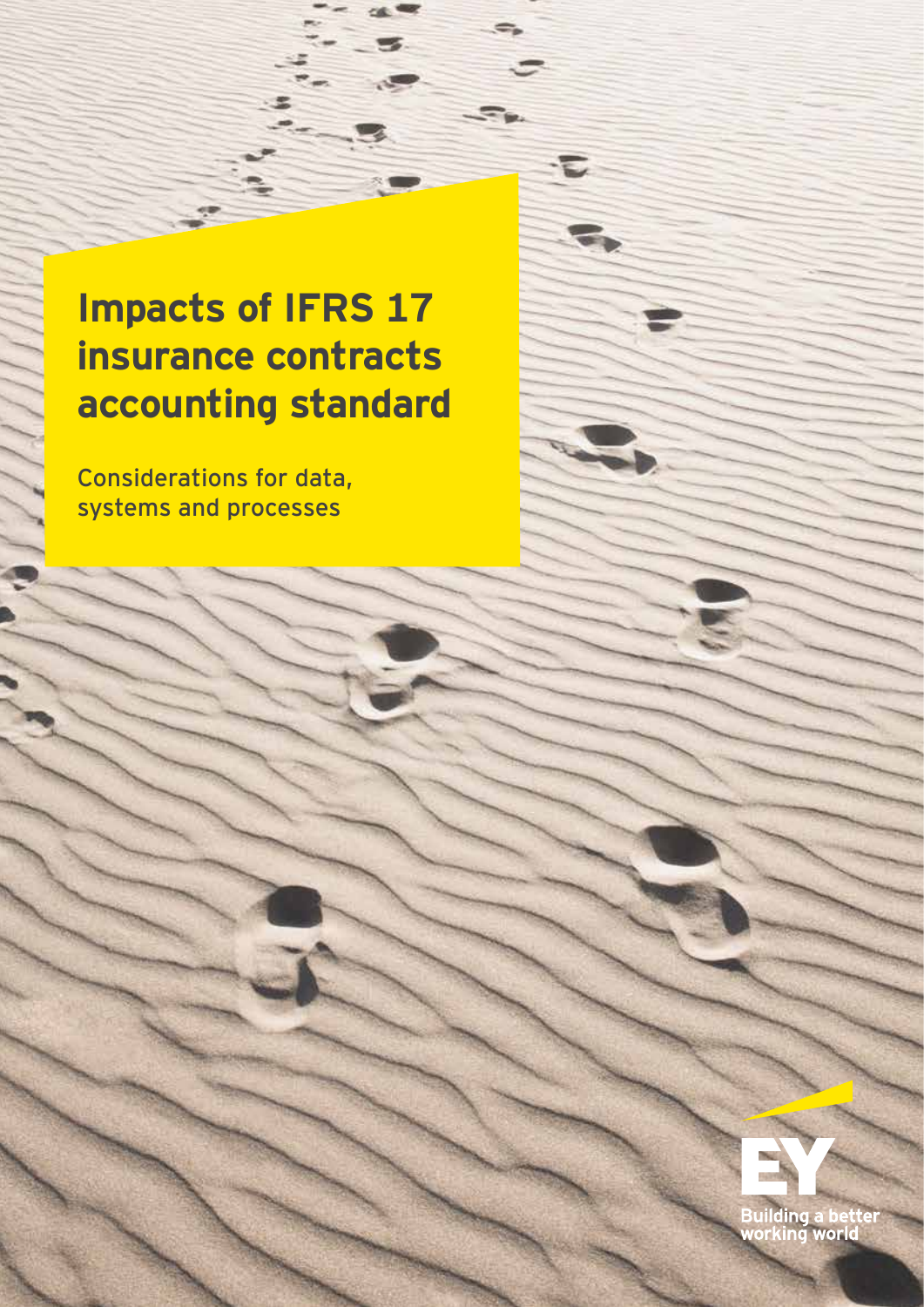# Impacts of IFRS 17 insurance contracts accounting standard

Considerations for data, systems and processes

EY

Building a better working world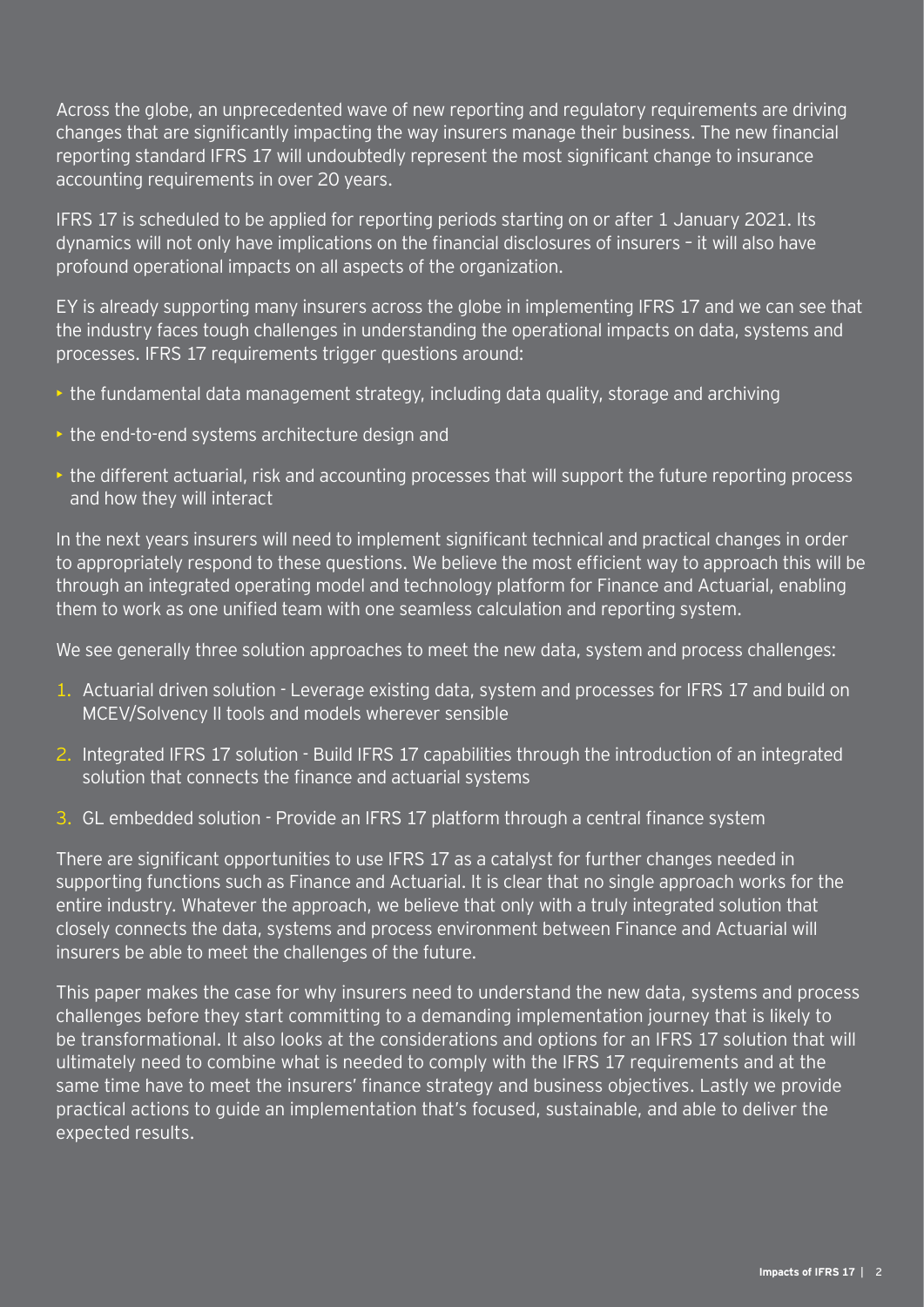Across the globe, an unprecedented wave of new reporting and regulatory requirements are driving changes that are significantly impacting the way insurers manage their business. The new financial reporting standard IFRS 17 will undoubtedly represent the most significant change to insurance accounting requirements in over 20 years.

IFRS 17 is scheduled to be applied for reporting periods starting on or after 1 January 2021. Its dynamics will not only have implications on the financial disclosures of insurers – it will also have profound operational impacts on all aspects of the organization.

EY is already supporting many insurers across the globe in implementing IFRS 17 and we can see that the industry faces tough challenges in understanding the operational impacts on data, systems and processes. IFRS 17 requirements trigger questions around:

- the fundamental data management strategy, including data quality, storage and archiving
- the end-to-end systems architecture design and
- the different actuarial, risk and accounting processes that will support the future reporting process and how they will interact

In the next years insurers will need to implement significant technical and practical changes in order to appropriately respond to these questions. We believe the most efficient way to approach this will be through an integrated operating model and technology platform for Finance and Actuarial, enabling them to work as one unified team with one seamless calculation and reporting system.

We see generally three solution approaches to meet the new data, system and process challenges:

1. Actuarial driven solution - Leverage existing data, system and processes for IFRS 17 and build on MCEV/Solvency II tools and models wherever sensible
2. Integrated IFRS 17 solution - Build IFRS 17 capabilities through the introduction of an integrated solution that connects the finance and actuarial systems
3. GL embedded solution - Provide an IFRS 17 platform through a central finance system

There are significant opportunities to use IFRS 17 as a catalyst for further changes needed in supporting functions such as Finance and Actuarial. It is clear that no single approach works for the entire industry. Whatever the approach, we believe that only with a truly integrated solution that closely connects the data, systems and process environment between Finance and Actuarial will insurers be able to meet the challenges of the future.

This paper makes the case for why insurers need to understand the new data, systems and process challenges before they start committing to a demanding implementation journey that is likely to be transformational. It also looks at the considerations and options for an IFRS 17 solution that will ultimately need to combine what is needed to comply with the IFRS 17 requirements and at the same time have to meet the insurers' finance strategy and business objectives. Lastly we provide practical actions to guide an implementation that's focused, sustainable, and able to deliver the expected results.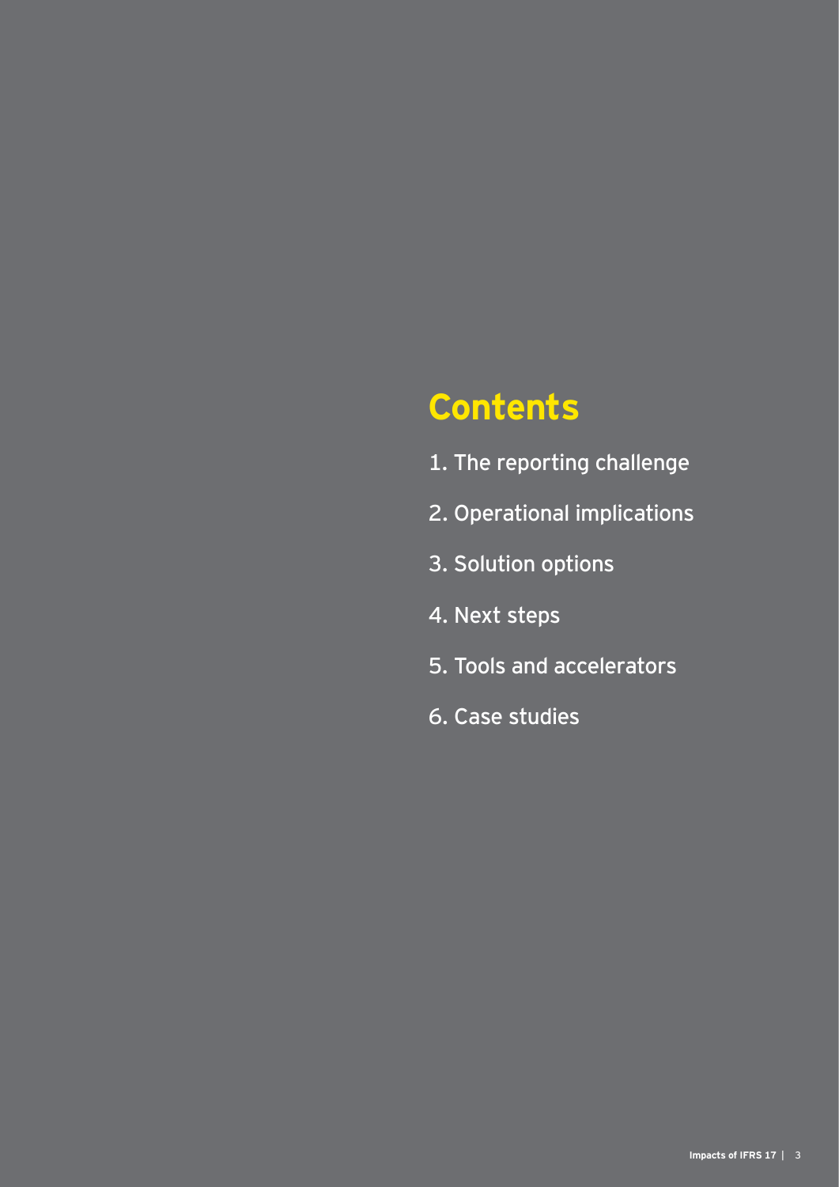# Contents

1. The reporting challenge
2. Operational implications
3. Solution options
4. Next steps
5. Tools and accelerators
6. Case studies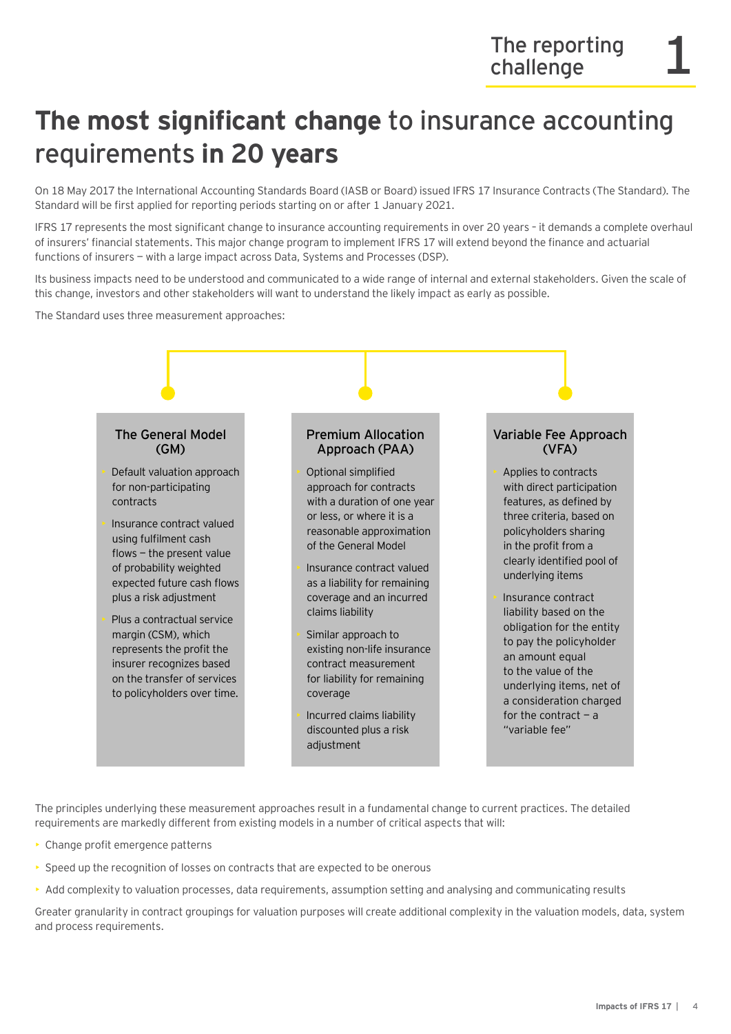# **The most significant change** to insurance accounting requirements **in 20 years**

On 18 May 2017 the International Accounting Standards Board (IASB or Board) issued IFRS 17 Insurance Contracts (The Standard). The Standard will be first applied for reporting periods starting on or after 1 January 2021.

IFRS 17 represents the most significant change to insurance accounting requirements in over 20 years – it demands a complete overhaul of insurers' financial statements. This major change program to implement IFRS 17 will extend beyond the finance and actuarial functions of insurers — with a large impact across Data, Systems and Processes (DSP).

Its business impacts need to be understood and communicated to a wide range of internal and external stakeholders. Given the scale of this change, investors and other stakeholders will want to understand the likely impact as early as possible.

The Standard uses three measurement approaches:

### The General Model (GM)

- Default valuation approach for non-participating contracts
- Insurance contract valued using fulfilment cash flows — the present value of probability weighted expected future cash flows plus a risk adjustment
- Plus a contractual service margin (CSM), which represents the profit the insurer recognizes based on the transfer of services to policyholders over time.

### Premium Allocation Approach (PAA)

- Optional simplified approach for contracts with a duration of one year or less, or where it is a reasonable approximation of the General Model
- Insurance contract valued as a liability for remaining coverage and an incurred claims liability
- Similar approach to existing non-life insurance contract measurement for liability for remaining coverage
- Incurred claims liability discounted plus a risk adjustment

### Variable Fee Approach (VFA)

- Applies to contracts with direct participation features, as defined by three criteria, based on policyholders sharing in the profit from a clearly identified pool of underlying items
- Insurance contract liability based on the obligation for the entity to pay the policyholder an amount equal to the value of the underlying items, net of a consideration charged for the contract — a "variable fee"

The principles underlying these measurement approaches result in a fundamental change to current practices. The detailed requirements are markedly different from existing models in a number of critical aspects that will:

- Change profit emergence patterns
- Speed up the recognition of losses on contracts that are expected to be onerous
- Add complexity to valuation processes, data requirements, assumption setting and analysing and communicating results

Greater granularity in contract groupings for valuation purposes will create additional complexity in the valuation models, data, system and process requirements.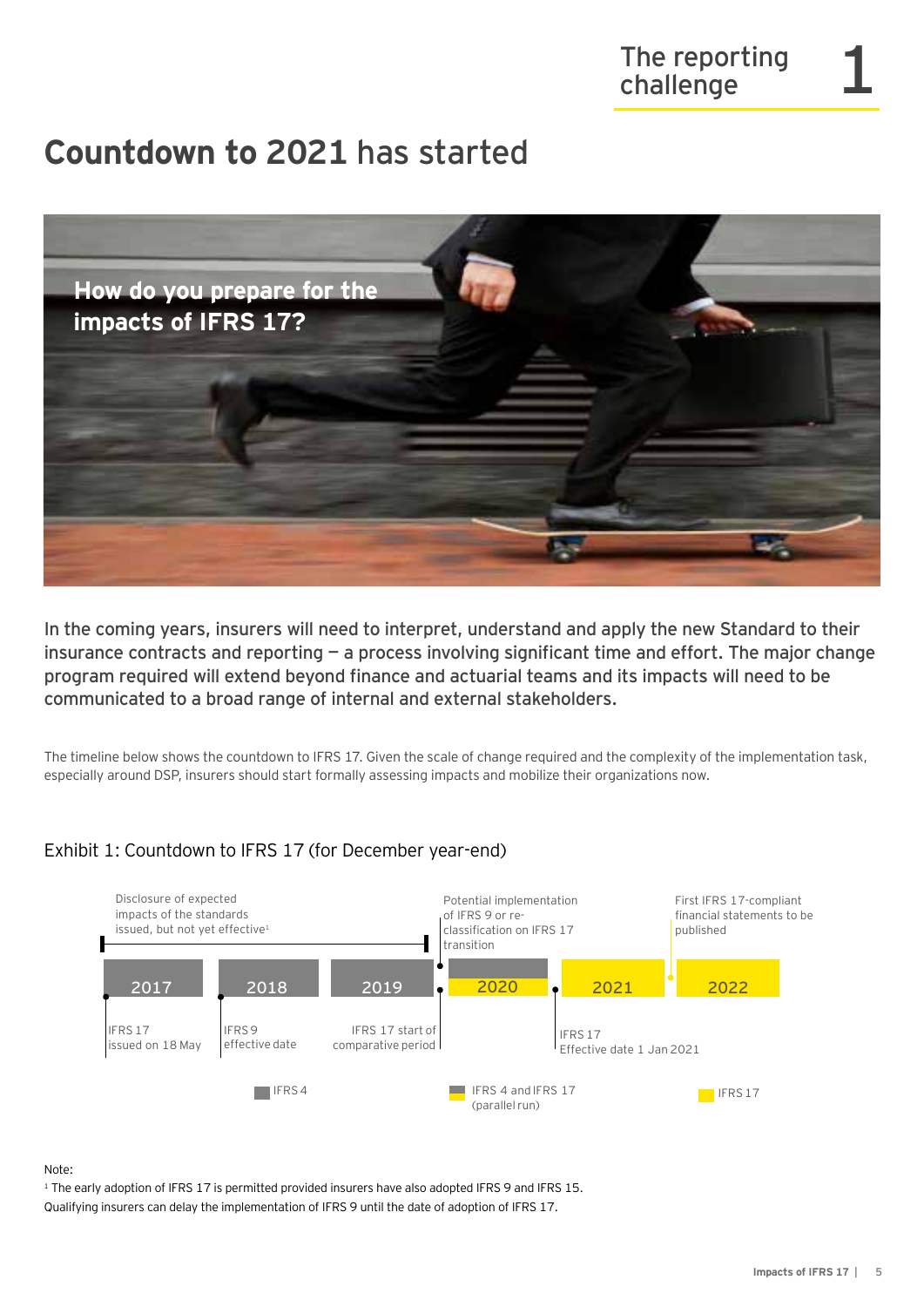# Countdown to 2021 has started

**How do you prepare for the impacts of IFRS 17?**

In the coming years, insurers will need to interpret, understand and apply the new Standard to their insurance contracts and reporting — a process involving significant time and effort. The major change program required will extend beyond finance and actuarial teams and its impacts will need to be communicated to a broad range of internal and external stakeholders.

The timeline below shows the countdown to IFRS 17. Given the scale of change required and the complexity of the implementation task, especially around DSP, insurers should start formally assessing impacts and mobilize their organizations now.

## Exhibit 1: Countdown to IFRS 17 (for December year-end)

Disclosure of expected impacts of the standards issued, but not yet effective[1]

Potential implementation of IFRS 9 or re-classification on IFRS 17 transition

First IFRS 17-compliant financial statements to be published

2017 | 2018 | 2019 | 2020 | 2021 | 2022

IFRS 17 issued on 18 May

IFRS 9 effective date

IFRS 17 start of comparative period

IFRS 17 Effective date 1 Jan 2021

IFRS 4 | IFRS 4 and IFRS 17 (parallel run) | IFRS 17

Note:

[1] The early adoption of IFRS 17 is permitted provided insurers have also adopted IFRS 9 and IFRS 15. Qualifying insurers can delay the implementation of IFRS 9 until the date of adoption of IFRS 17.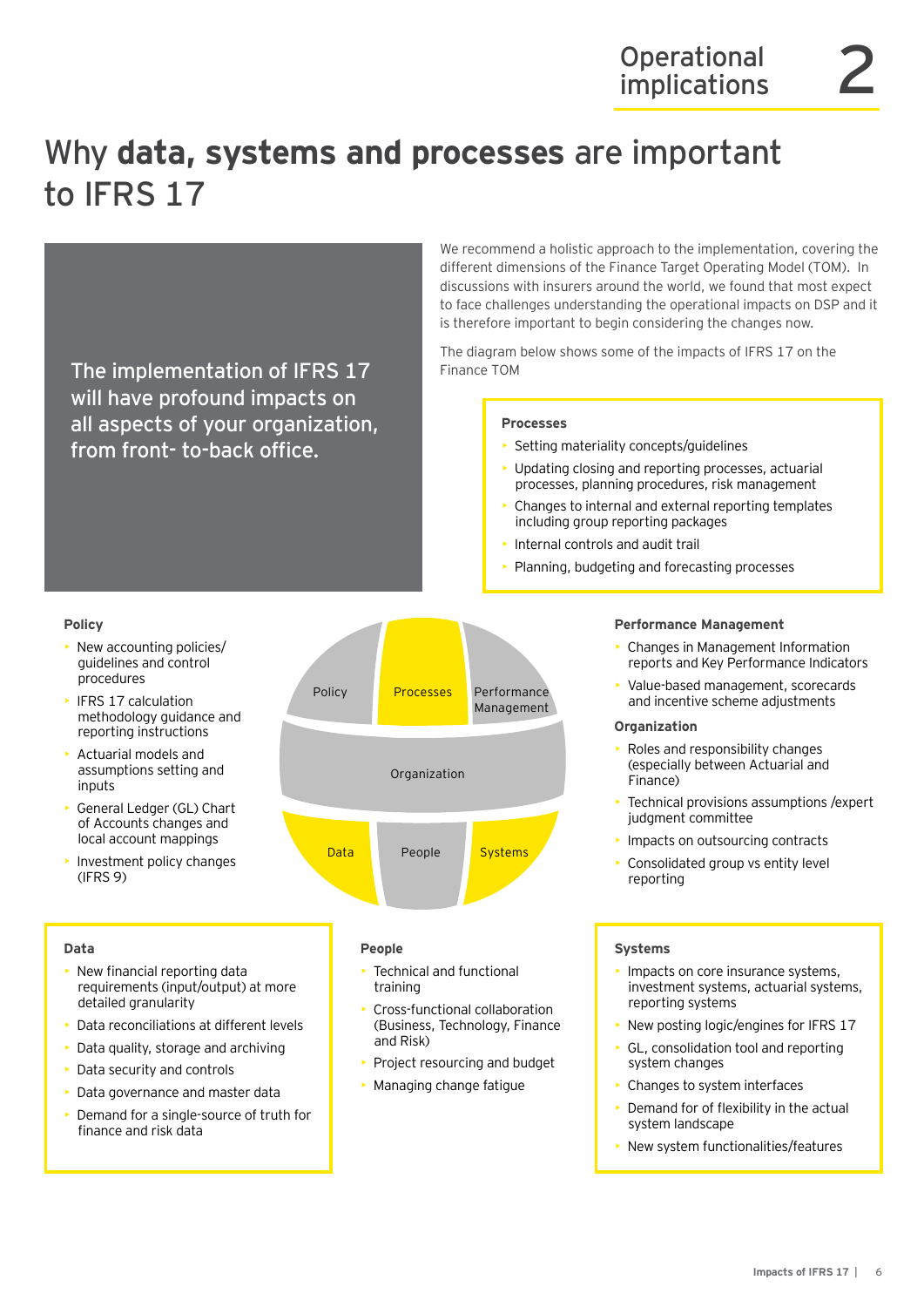# Why **data, systems and processes** are important to IFRS 17

The implementation of IFRS 17 will have profound impacts on all aspects of your organization, from front- to-back office.

We recommend a holistic approach to the implementation, covering the different dimensions of the Finance Target Operating Model (TOM). In discussions with insurers around the world, we found that most expect to face challenges understanding the operational impacts on DSP and it is therefore important to begin considering the changes now.

The diagram below shows some of the impacts of IFRS 17 on the Finance TOM

**Processes**

- Setting materiality concepts/guidelines
- Updating closing and reporting processes, actuarial processes, planning procedures, risk management
- Changes to internal and external reporting templates including group reporting packages
- Internal controls and audit trail
- Planning, budgeting and forecasting processes

**Policy**

- New accounting policies/ guidelines and control procedures
- IFRS 17 calculation methodology guidance and reporting instructions
- Actuarial models and assumptions setting and inputs
- General Ledger (GL) Chart of Accounts changes and local account mappings
- Investment policy changes (IFRS 9)

Policy | Processes | Performance Management
Organization
Data | People | Systems

**Performance Management**

- Changes in Management Information reports and Key Performance Indicators
- Value-based management, scorecards and incentive scheme adjustments

**Organization**

- Roles and responsibility changes (especially between Actuarial and Finance)
- Technical provisions assumptions /expert judgment committee
- Impacts on outsourcing contracts
- Consolidated group vs entity level reporting

**Data**

- New financial reporting data requirements (input/output) at more detailed granularity
- Data reconciliations at different levels
- Data quality, storage and archiving
- Data security and controls
- Data governance and master data
- Demand for a single-source of truth for finance and risk data

**People**

- Technical and functional training
- Cross-functional collaboration (Business, Technology, Finance and Risk)
- Project resourcing and budget
- Managing change fatigue

**Systems**

- Impacts on core insurance systems, investment systems, actuarial systems, reporting systems
- New posting logic/engines for IFRS 17
- GL, consolidation tool and reporting system changes
- Changes to system interfaces
- Demand for of flexibility in the actual system landscape
- New system functionalities/features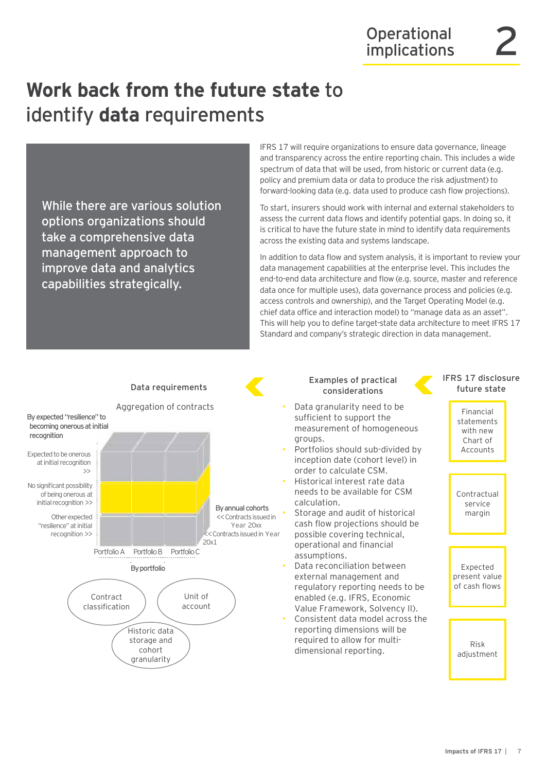# **Work back from the future state** to identify **data** requirements

While there are various solution options organizations should take a comprehensive data management approach to improve data and analytics capabilities strategically.

IFRS 17 will require organizations to ensure data governance, lineage and transparency across the entire reporting chain. This includes a wide spectrum of data that will be used, from historic or current data (e.g. policy and premium data or data to produce the risk adjustment) to forward-looking data (e.g. data used to produce cash flow projections).

To start, insurers should work with internal and external stakeholders to assess the current data flows and identify potential gaps. In doing so, it is critical to have the future state in mind to identify data requirements across the existing data and systems landscape.

In addition to data flow and system analysis, it is important to review your data management capabilities at the enterprise level. This includes the end-to-end data architecture and flow (e.g. source, master and reference data once for multiple uses), data governance process and policies (e.g. access controls and ownership), and the Target Operating Model (e.g. chief data office and interaction model) to "manage data as an asset". This will help you to define target-state data architecture to meet IFRS 17 Standard and company's strategic direction in data management.

### Data requirements

Aggregation of contracts

By expected "resilience" to becoming onerous at initial recognition

- Expected to be onerous at initial recognition >>
- No significant possibility of being onerous at initial recognition >>
- Other expected "resilience" at initial recognition >>

By annual cohorts

- << Contracts issued in Year 20xx
- << Contracts issued in Year 20x1

Portfolio A Portfolio B Portfolio C

By portfolio

- Contract classification
- Unit of account
- Historic data storage and cohort granularity

### Examples of practical considerations

- Data granularity need to be sufficient to support the measurement of homogeneous groups.
- Portfolios should sub-divided by inception date (cohort level) in order to calculate CSM.
- Historical interest rate data needs to be available for CSM calculation.
- Storage and audit of historical cash flow projections should be possible covering technical, operational and financial assumptions.
- Data reconciliation between external management and regulatory reporting needs to be enabled (e.g. IFRS, Economic Value Framework, Solvency II).
- Consistent data model across the reporting dimensions will be required to allow for multi-dimensional reporting.

### IFRS 17 disclosure future state

- Financial statements with new Chart of Accounts
- Contractual service margin
- Expected present value of cash flows
- Risk adjustment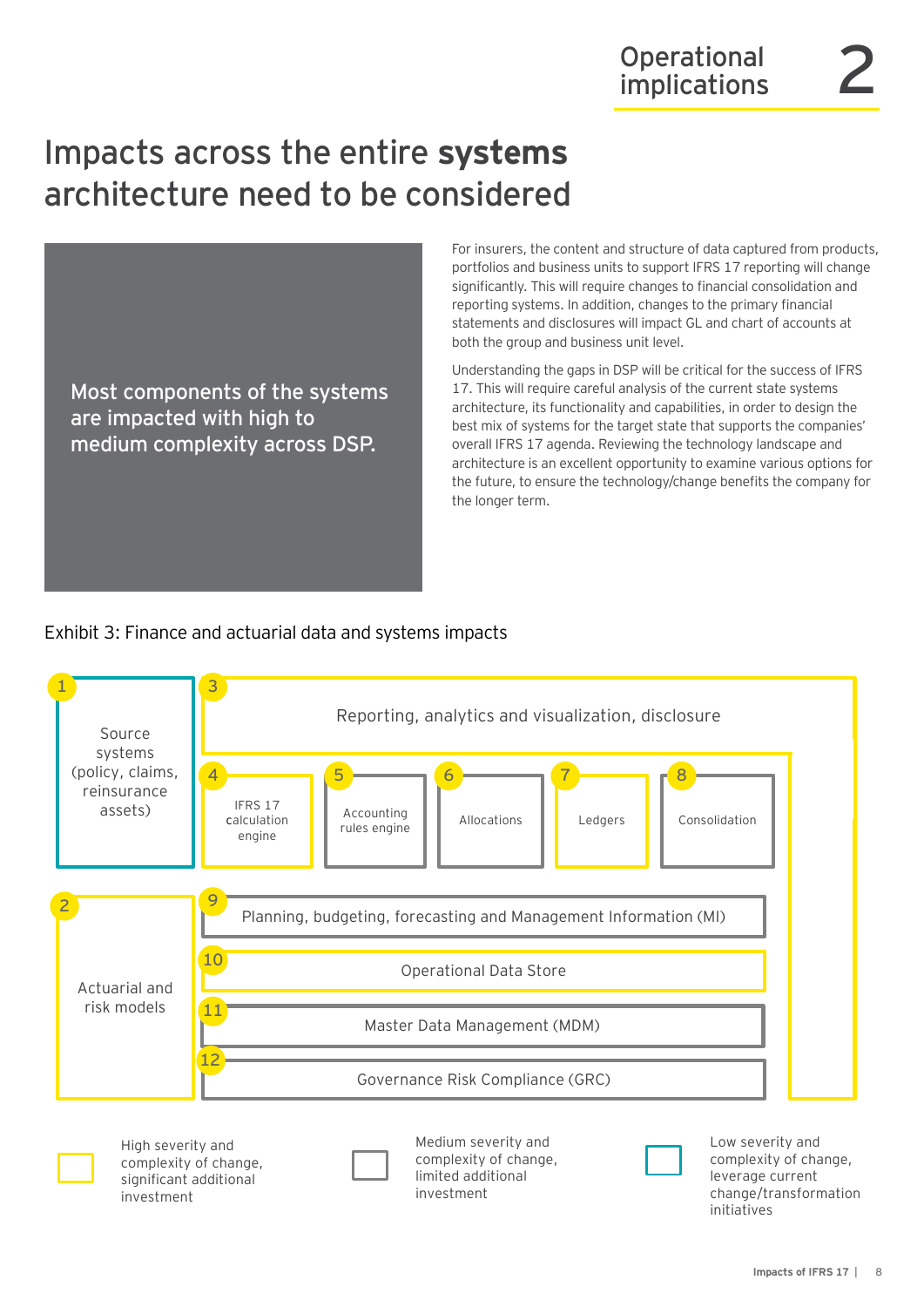# Impacts across the entire **systems** architecture need to be considered

**Most components of the systems are impacted with high to medium complexity across DSP.**

For insurers, the content and structure of data captured from products, portfolios and business units to support IFRS 17 reporting will change significantly. This will require changes to financial consolidation and reporting systems. In addition, changes to the primary financial statements and disclosures will impact GL and chart of accounts at both the group and business unit level.

Understanding the gaps in DSP will be critical for the success of IFRS 17. This will require careful analysis of the current state systems architecture, its functionality and capabilities, in order to design the best mix of systems for the target state that supports the companies' overall IFRS 17 agenda. Reviewing the technology landscape and architecture is an excellent opportunity to examine various options for the future, to ensure the technology/change benefits the company for the longer term.

Exhibit 3: Finance and actuarial data and systems impacts

| # | Component | Severity |
|---|---|---|
| 1 | Source systems (policy, claims, reinsurance assets) | Low |
| 2 | Actuarial and risk models | High |
| 3 | Reporting, analytics and visualization, disclosure | High |
| 4 | IFRS 17 calculation engine | High |
| 5 | Accounting rules engine | Medium |
| 6 | Allocations | Medium |
| 7 | Ledgers | High |
| 8 | Consolidation | Medium |
| 9 | Planning, budgeting, forecasting and Management Information (MI) | Medium |
| 10 | Operational Data Store | High |
| 11 | Master Data Management (MDM) | Medium |
| 12 | Governance Risk Compliance (GRC) | Medium |

Legend:

- High severity and complexity of change, significant additional investment
- Medium severity and complexity of change, limited additional investment
- Low severity and complexity of change, leverage current change/transformation initiatives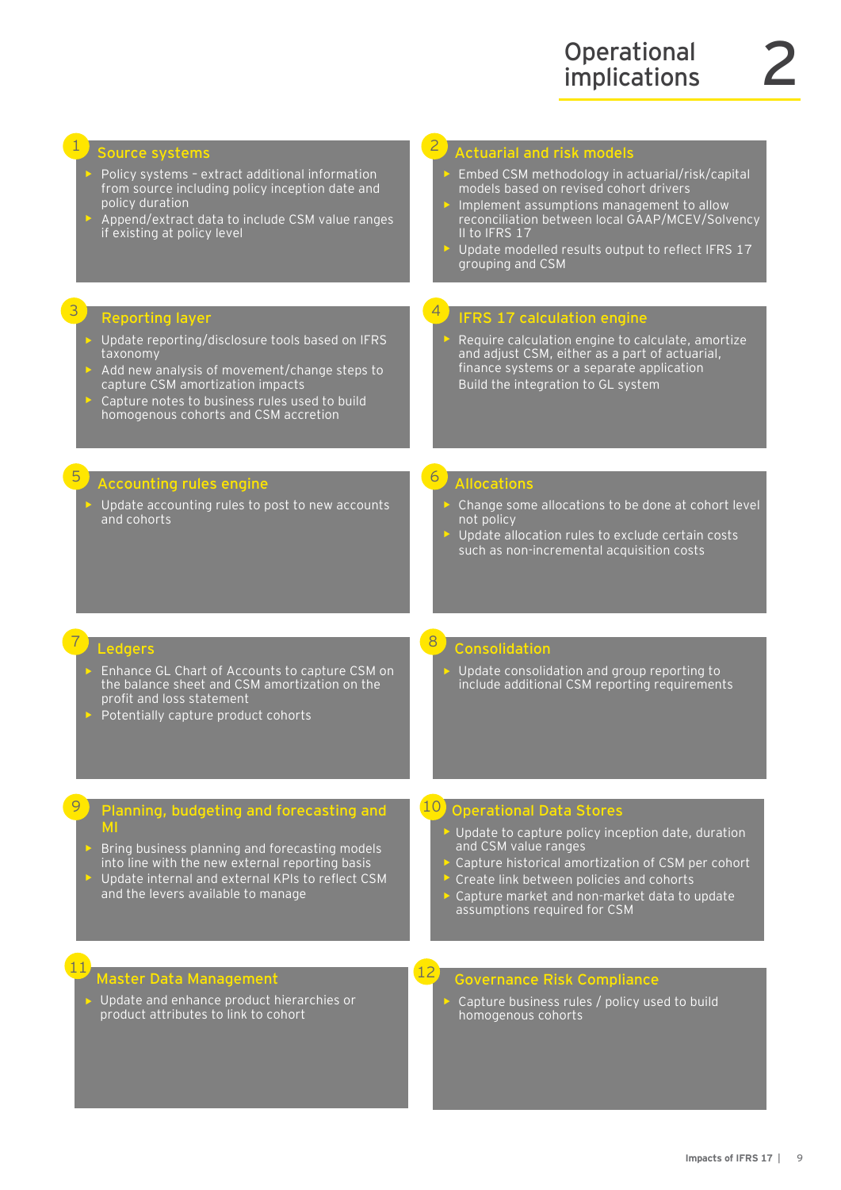# Operational implications 2

## 1 Source systems

- Policy systems – extract additional information from source including policy inception date and policy duration
- Append/extract data to include CSM value ranges if existing at policy level

## 2 Actuarial and risk models

- Embed CSM methodology in actuarial/risk/capital models based on revised cohort drivers
- Implement assumptions management to allow reconciliation between local GAAP/MCEV/Solvency II to IFRS 17
- Update modelled results output to reflect IFRS 17 grouping and CSM

## 3 Reporting layer

- Update reporting/disclosure tools based on IFRS taxonomy
- Add new analysis of movement/change steps to capture CSM amortization impacts
- Capture notes to business rules used to build homogenous cohorts and CSM accretion

## 4 IFRS 17 calculation engine

- Require calculation engine to calculate, amortize and adjust CSM, either as a part of actuarial, finance systems or a separate application
  Build the integration to GL system

## 5 Accounting rules engine

- Update accounting rules to post to new accounts and cohorts

## 6 Allocations

- Change some allocations to be done at cohort level not policy
- Update allocation rules to exclude certain costs such as non-incremental acquisition costs

## 7 Ledgers

- Enhance GL Chart of Accounts to capture CSM on the balance sheet and CSM amortization on the profit and loss statement
- Potentially capture product cohorts

## 8 Consolidation

- Update consolidation and group reporting to include additional CSM reporting requirements

## 9 Planning, budgeting and forecasting and MI

- Bring business planning and forecasting models into line with the new external reporting basis
- Update internal and external KPIs to reflect CSM and the levers available to manage

## 10 Operational Data Stores

- Update to capture policy inception date, duration and CSM value ranges
- Capture historical amortization of CSM per cohort
- Create link between policies and cohorts
- Capture market and non-market data to update assumptions required for CSM

## 11 Master Data Management

- Update and enhance product hierarchies or product attributes to link to cohort

## 12 Governance Risk Compliance

- Capture business rules / policy used to build homogenous cohorts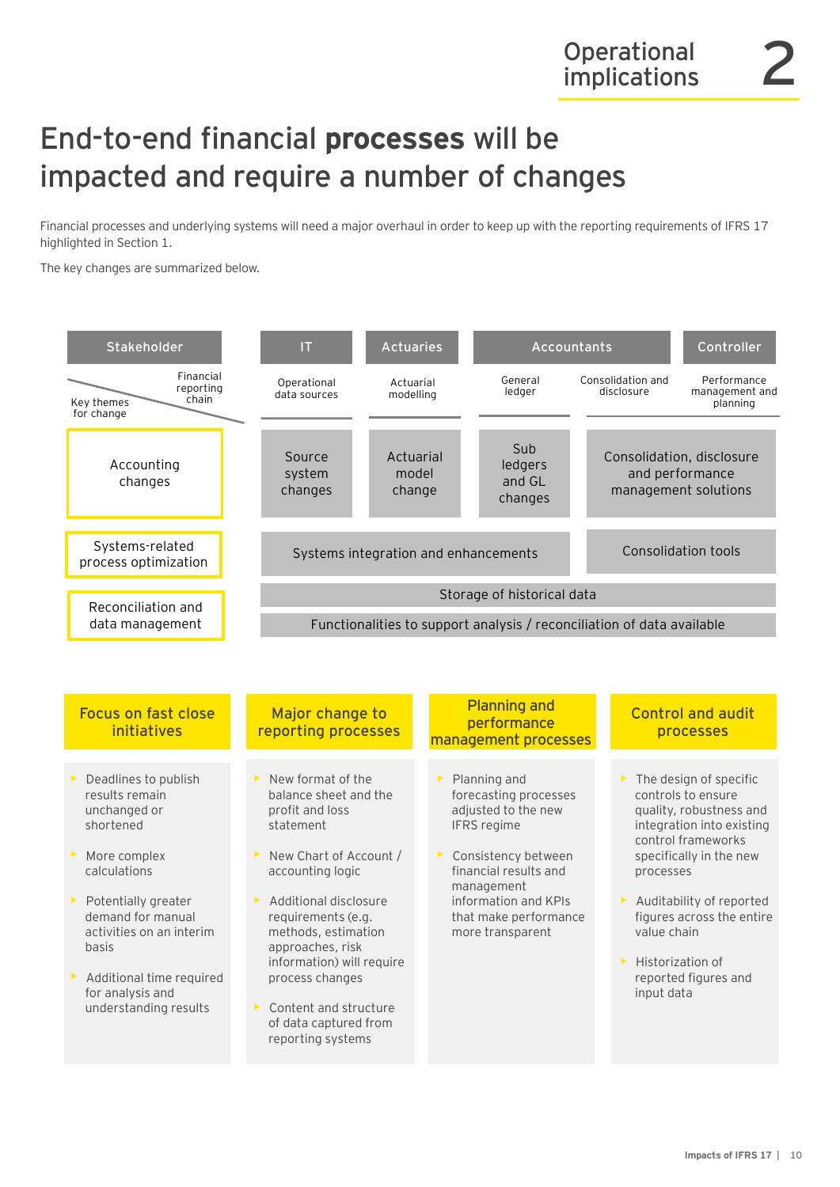# End-to-end financial **processes** will be impacted and require a number of changes

Financial processes and underlying systems will need a major overhaul in order to keep up with the reporting requirements of IFRS 17 highlighted in Section 1.

The key changes are summarized below.

| Stakeholder | IT | Actuaries | Accountants | | Controller |
|---|---|---|---|---|---|
| Key themes for change / Financial reporting chain | Operational data sources | Actuarial modelling | General ledger | Consolidation and disclosure | Performance management and planning |
| Accounting changes | Source system changes | Actuarial model change | Sub ledgers and GL changes | Consolidation, disclosure and performance management solutions | |
| Systems-related process optimization | Systems integration and enhancements | | | Consolidation tools | |
| Reconciliation and data management | Storage of historical data<br>Functionalities to support analysis / reconciliation of data available | | | | |

## Focus on fast close initiatives

- Deadlines to publish results remain unchanged or shortened
- More complex calculations
- Potentially greater demand for manual activities on an interim basis
- Additional time required for analysis and understanding results

## Major change to reporting processes

- New format of the balance sheet and the profit and loss statement
- New Chart of Account / accounting logic
- Additional disclosure requirements (e.g. methods, estimation approaches, risk information) will require process changes
- Content and structure of data captured from reporting systems

## Planning and performance management processes

- Planning and forecasting processes adjusted to the new IFRS regime
- Consistency between financial results and management information and KPIs that make performance more transparent

## Control and audit processes

- The design of specific controls to ensure quality, robustness and integration into existing control frameworks specifically in the new processes
- Auditability of reported figures across the entire value chain
- Historization of reported figures and input data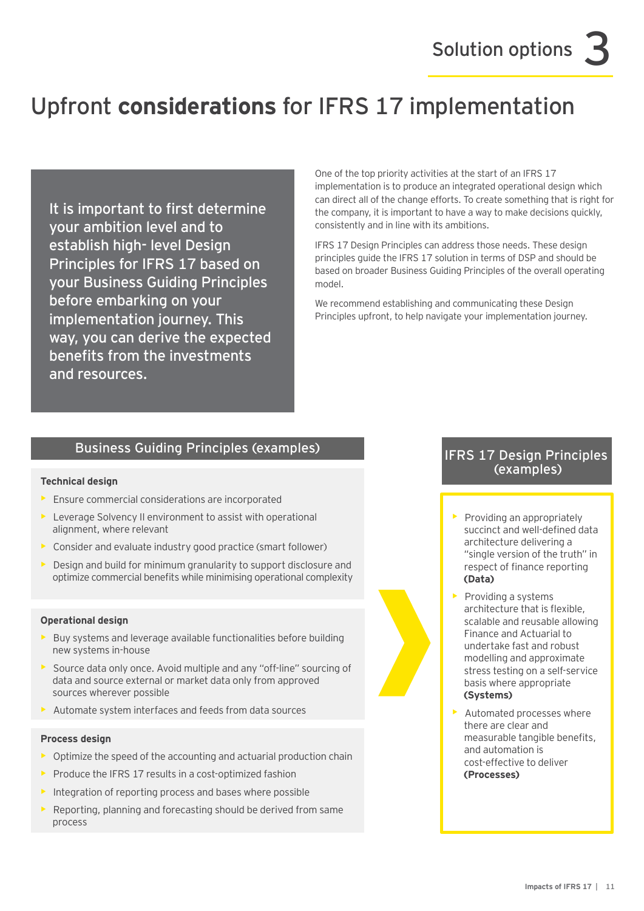# Upfront **considerations** for IFRS 17 implementation

It is important to first determine your ambition level and to establish high- level Design Principles for IFRS 17 based on your Business Guiding Principles before embarking on your implementation journey. This way, you can derive the expected benefits from the investments and resources.

One of the top priority activities at the start of an IFRS 17 implementation is to produce an integrated operational design which can direct all of the change efforts. To create something that is right for the company, it is important to have a way to make decisions quickly, consistently and in line with its ambitions.

IFRS 17 Design Principles can address those needs. These design principles guide the IFRS 17 solution in terms of DSP and should be based on broader Business Guiding Principles of the overall operating model.

We recommend establishing and communicating these Design Principles upfront, to help navigate your implementation journey.

## Business Guiding Principles (examples)

**Technical design**

- Ensure commercial considerations are incorporated
- Leverage Solvency II environment to assist with operational alignment, where relevant
- Consider and evaluate industry good practice (smart follower)
- Design and build for minimum granularity to support disclosure and optimize commercial benefits while minimising operational complexity

**Operational design**

- Buy systems and leverage available functionalities before building new systems in-house
- Source data only once. Avoid multiple and any "off-line" sourcing of data and source external or market data only from approved sources wherever possible
- Automate system interfaces and feeds from data sources

**Process design**

- Optimize the speed of the accounting and actuarial production chain
- Produce the IFRS 17 results in a cost-optimized fashion
- Integration of reporting process and bases where possible
- Reporting, planning and forecasting should be derived from same process

## IFRS 17 Design Principles (examples)

- Providing an appropriately succinct and well-defined data architecture delivering a "single version of the truth" in respect of finance reporting **(Data)**
- Providing a systems architecture that is flexible, scalable and reusable allowing Finance and Actuarial to undertake fast and robust modelling and approximate stress testing on a self-service basis where appropriate **(Systems)**
- Automated processes where there are clear and measurable tangible benefits, and automation is cost-effective to deliver **(Processes)**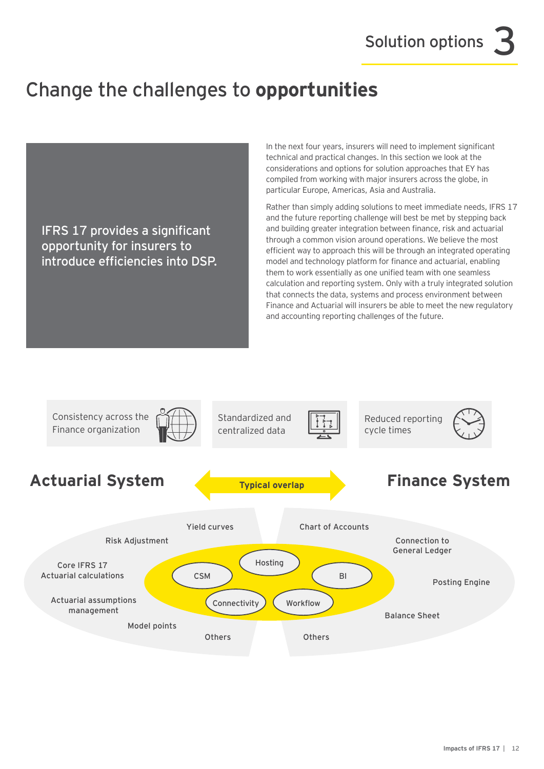# Change the challenges to **opportunities**

IFRS 17 provides a significant opportunity for insurers to introduce efficiencies into DSP.

In the next four years, insurers will need to implement significant technical and practical changes. In this section we look at the considerations and options for solution approaches that EY has compiled from working with major insurers across the globe, in particular Europe, Americas, Asia and Australia.

Rather than simply adding solutions to meet immediate needs, IFRS 17 and the future reporting challenge will best be met by stepping back and building greater integration between finance, risk and actuarial through a common vision around operations. We believe the most efficient way to approach this will be through an integrated operating model and technology platform for finance and actuarial, enabling them to work essentially as one unified team with one seamless calculation and reporting system. Only with a truly integrated solution that connects the data, systems and process environment between Finance and Actuarial will insurers be able to meet the new regulatory and accounting reporting challenges of the future.

- Consistency across the Finance organization
- Standardized and centralized data
- Reduced reporting cycle times

**Actuarial System** — **Typical overlap** — **Finance System**

Actuarial System:
- Yield curves
- Risk Adjustment
- Core IFRS 17 Actuarial calculations
- Actuarial assumptions management
- Model points
- Others

Typical overlap:
- Hosting
- CSM
- BI
- Connectivity
- Workflow

Finance System:
- Chart of Accounts
- Connection to General Ledger
- Posting Engine
- Balance Sheet
- Others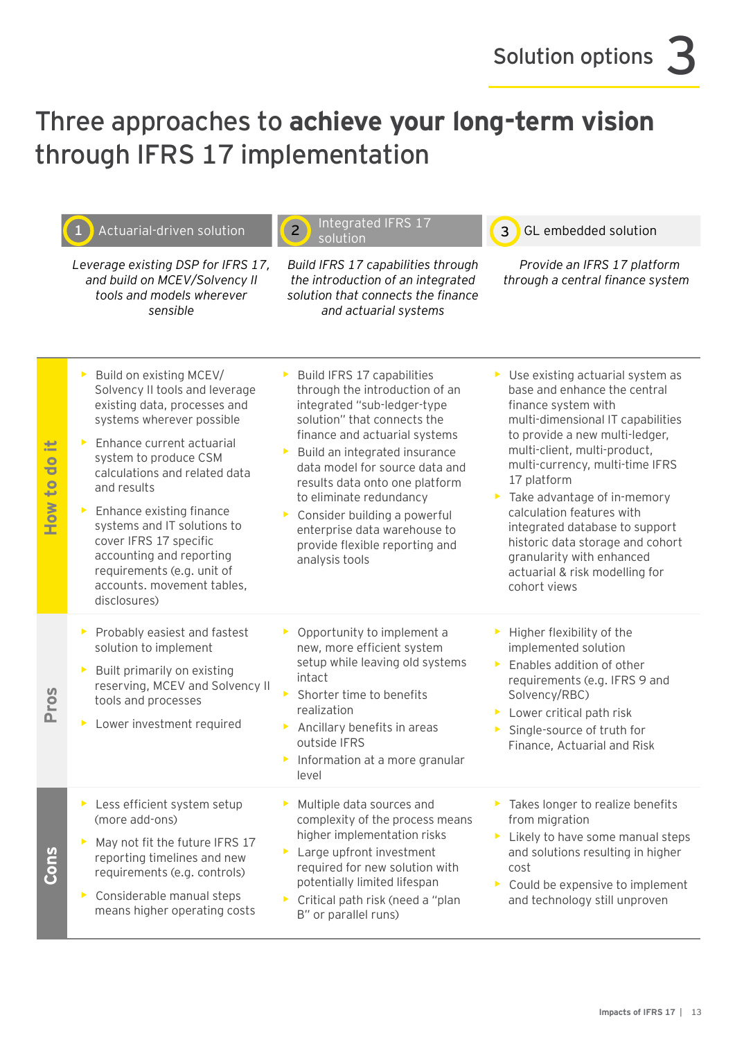# Solution options 3

## Three approaches to **achieve your long-term vision** through IFRS 17 implementation

| | 1 Actuarial-driven solution | 2 Integrated IFRS 17 solution | 3 GL embedded solution |
|---|---|---|---|
| | *Leverage existing DSP for IFRS 17, and build on MCEV/Solvency II tools and models wherever sensible* | *Build IFRS 17 capabilities through the introduction of an integrated solution that connects the finance and actuarial systems* | *Provide an IFRS 17 platform through a central finance system* |
| **How to do it** | ▸ Build on existing MCEV/ Solvency II tools and leverage existing data, processes and systems wherever possible<br>▸ Enhance current actuarial system to produce CSM calculations and related data and results<br>▸ Enhance existing finance systems and IT solutions to cover IFRS 17 specific accounting and reporting requirements (e.g. unit of accounts. movement tables, disclosures) | ▸ Build IFRS 17 capabilities through the introduction of an integrated "sub-ledger-type solution" that connects the finance and actuarial systems<br>▸ Build an integrated insurance data model for source data and results data onto one platform to eliminate redundancy<br>▸ Consider building a powerful enterprise data warehouse to provide flexible reporting and analysis tools | ▸ Use existing actuarial system as base and enhance the central finance system with multi-dimensional IT capabilities to provide a new multi-ledger, multi-client, multi-product, multi-currency, multi-time IFRS 17 platform<br>▸ Take advantage of in-memory calculation features with integrated database to support historic data storage and cohort granularity with enhanced actuarial & risk modelling for cohort views |
| **Pros** | ▸ Probably easiest and fastest solution to implement<br>▸ Built primarily on existing reserving, MCEV and Solvency II tools and processes<br>▸ Lower investment required | ▸ Opportunity to implement a new, more efficient system setup while leaving old systems intact<br>▸ Shorter time to benefits realization<br>▸ Ancillary benefits in areas outside IFRS<br>▸ Information at a more granular level | ▸ Higher flexibility of the implemented solution<br>▸ Enables addition of other requirements (e.g. IFRS 9 and Solvency/RBC)<br>▸ Lower critical path risk<br>▸ Single-source of truth for Finance, Actuarial and Risk |
| **Cons** | ▸ Less efficient system setup (more add-ons)<br>▸ May not fit the future IFRS 17 reporting timelines and new requirements (e.g. controls)<br>▸ Considerable manual steps means higher operating costs | ▸ Multiple data sources and complexity of the process means higher implementation risks<br>▸ Large upfront investment required for new solution with potentially limited lifespan<br>▸ Critical path risk (need a "plan B" or parallel runs) | ▸ Takes longer to realize benefits from migration<br>▸ Likely to have some manual steps and solutions resulting in higher cost<br>▸ Could be expensive to implement and technology still unproven |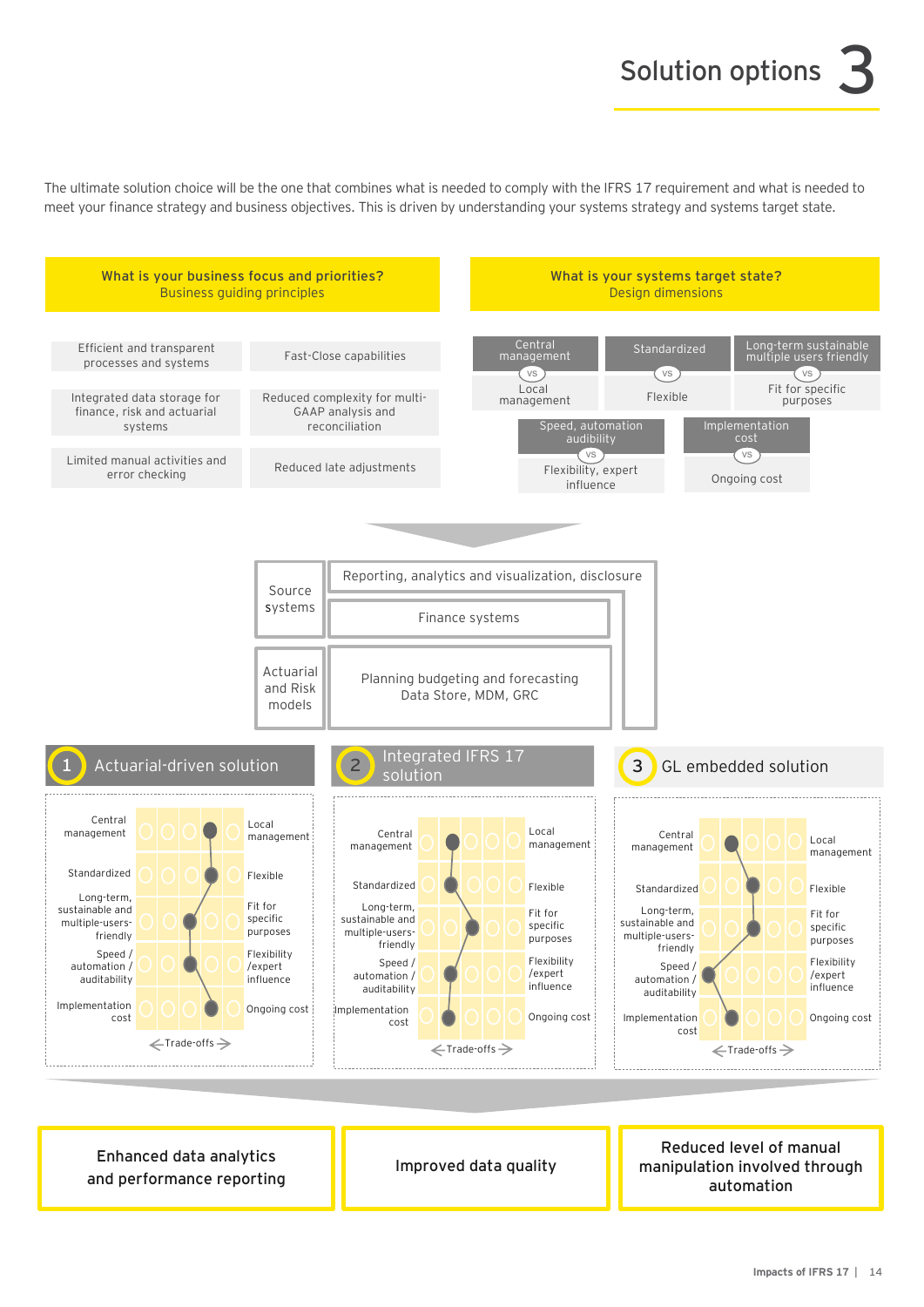# Solution options 3

The ultimate solution choice will be the one that combines what is needed to comply with the IFRS 17 requirement and what is needed to meet your finance strategy and business objectives. This is driven by understanding your systems strategy and systems target state.

**What is your business focus and priorities?**
Business guiding principles

- Efficient and transparent processes and systems
- Fast-Close capabilities
- Integrated data storage for finance, risk and actuarial systems
- Reduced complexity for multi-GAAP analysis and reconciliation
- Limited manual activities and error checking
- Reduced late adjustments

**What is your systems target state?**
Design dimensions

- Central management vs Local management
- Standardized vs Flexible
- Long-term sustainable multiple users friendly vs Fit for specific purposes
- Speed, automation audibility vs Flexibility, expert influence
- Implementation cost vs Ongoing cost

Source systems | Reporting, analytics and visualization, disclosure | Finance systems

Actuarial and Risk models | Planning budgeting and forecasting Data Store, MDM, GRC

**1 Actuarial-driven solution**

Central management ↔ Local management
Standardized ↔ Flexible
Long-term, sustainable and multiple-users-friendly ↔ Fit for specific purposes
Speed / automation / auditability ↔ Flexibility /expert influence
Implementation cost ↔ Ongoing cost
←Trade-offs→

**2 Integrated IFRS 17 solution**

Central management ↔ Local management
Standardized ↔ Flexible
Long-term, sustainable and multiple-users-friendly ↔ Fit for specific purposes
Speed / automation / auditability ↔ Flexibility /expert influence
Implementation cost ↔ Ongoing cost
←Trade-offs→

**3 GL embedded solution**

Central management ↔ Local management
Standardized ↔ Flexible
Long-term, sustainable and multiple-users-friendly ↔ Fit for specific purposes
Speed / automation / auditability ↔ Flexibility /expert influence
Implementation cost ↔ Ongoing cost
←Trade-offs→

**Enhanced data analytics and performance reporting**

**Improved data quality**

**Reduced level of manual manipulation involved through automation**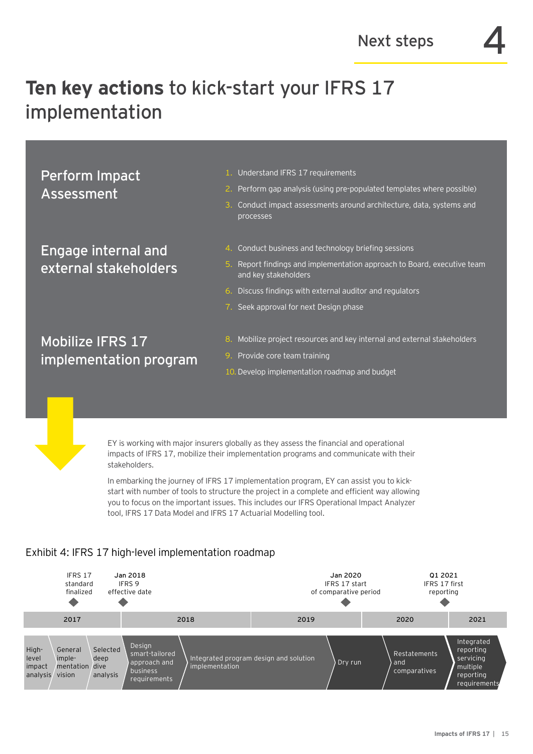# Ten key actions to kick-start your IFRS 17 implementation

### Perform Impact Assessment

1. Understand IFRS 17 requirements
2. Perform gap analysis (using pre-populated templates where possible)
3. Conduct impact assessments around architecture, data, systems and processes

### Engage internal and external stakeholders

4. Conduct business and technology briefing sessions
5. Report findings and implementation approach to Board, executive team and key stakeholders
6. Discuss findings with external auditor and regulators
7. Seek approval for next Design phase

### Mobilize IFRS 17 implementation program

8. Mobilize project resources and key internal and external stakeholders
9. Provide core team training
10. Develop implementation roadmap and budget

EY is working with major insurers globally as they assess the financial and operational impacts of IFRS 17, mobilize their implementation programs and communicate with their stakeholders.

In embarking the journey of IFRS 17 implementation program, EY can assist you to kick-start with number of tools to structure the project in a complete and efficient way allowing you to focus on the important issues. This includes our IFRS Operational Impact Analyzer tool, IFRS 17 Data Model and IFRS 17 Actuarial Modelling tool.

## Exhibit 4: IFRS 17 high-level implementation roadmap

Milestones:
- IFRS 17 standard finalized (2017)
- Jan 2018 – IFRS 9 effective date
- Jan 2020 – IFRS 17 start of comparative period
- Q1 2021 – IFRS 17 first reporting

| 2017 | | | 2018 | | 2019 | | 2020 | 2021 |
|---|---|---|---|---|---|---|---|---|
| High-level impact analysis | General implementation vision | Selected deep dive analysis | Design smart-tailored approach and business requirements | Integrated program design and solution implementation | | Dry run | Restatements and comparatives | Integrated reporting servicing multiple reporting requirements |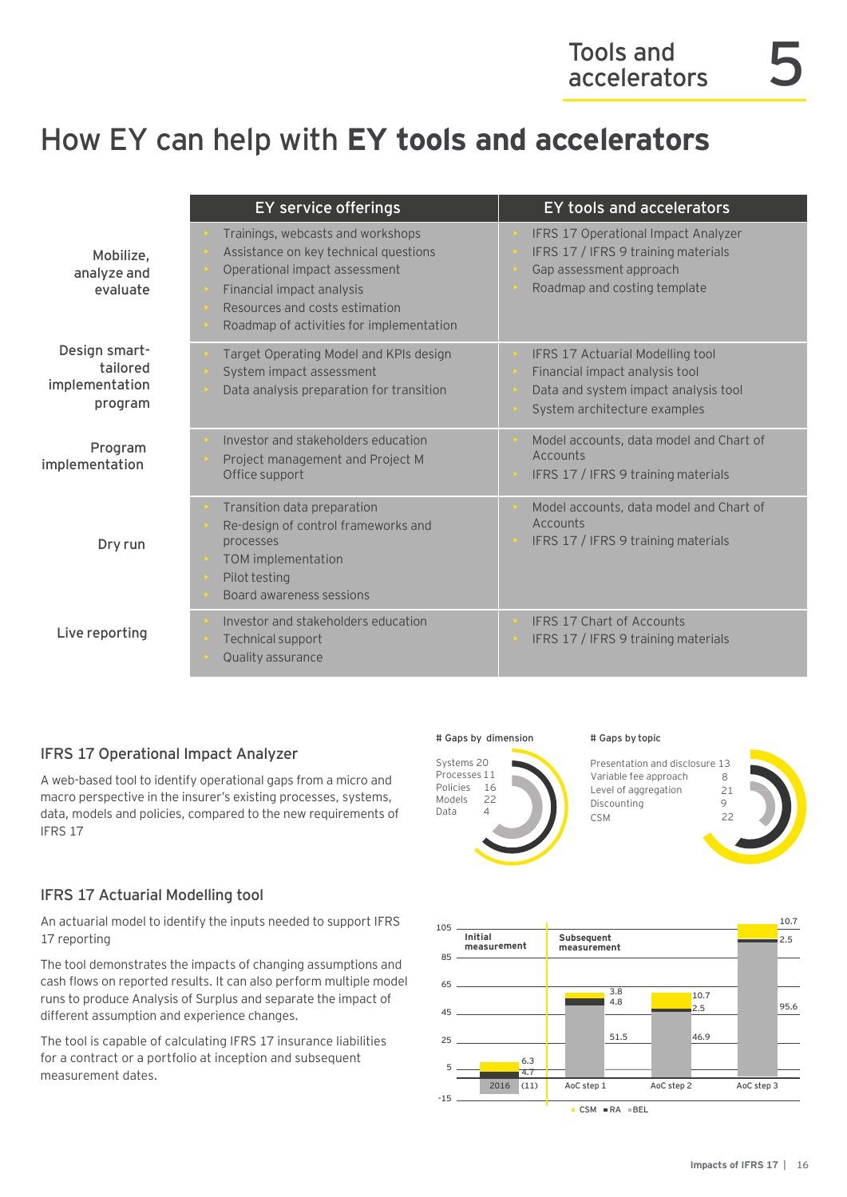# How EY can help with **EY tools and accelerators**

| | EY service offerings | EY tools and accelerators |
|---|---|---|
| Mobilize, analyze and evaluate | • Trainings, webcasts and workshops<br>• Assistance on key technical questions<br>• Operational impact assessment<br>• Financial impact analysis<br>• Resources and costs estimation<br>• Roadmap of activities for implementation | • IFRS 17 Operational Impact Analyzer<br>• IFRS 17 / IFRS 9 training materials<br>• Gap assessment approach<br>• Roadmap and costing template |
| Design smart-tailored implementation program | • Target Operating Model and KPIs design<br>• System impact assessment<br>• Data analysis preparation for transition | • IFRS 17 Actuarial Modelling tool<br>• Financial impact analysis tool<br>• Data and system impact analysis tool<br>• System architecture examples |
| Program implementation | • Investor and stakeholders education<br>• Project management and Project M Office support | • Model accounts, data model and Chart of Accounts<br>• IFRS 17 / IFRS 9 training materials |
| Dry run | • Transition data preparation<br>• Re-design of control frameworks and processes<br>• TOM implementation<br>• Pilot testing<br>• Board awareness sessions | • Model accounts, data model and Chart of Accounts<br>• IFRS 17 / IFRS 9 training materials |
| Live reporting | • Investor and stakeholders education<br>• Technical support<br>• Quality assurance | • IFRS 17 Chart of Accounts<br>• IFRS 17 / IFRS 9 training materials |

## IFRS 17 Operational Impact Analyzer

A web-based tool to identify operational gaps from a micro and macro perspective in the insurer's existing processes, systems, data, models and policies, compared to the new requirements of IFRS 17

**# Gaps by dimension**

| Dimension | # Gaps |
|---|---|
| Systems | 20 |
| Processes | 11 |
| Policies | 16 |
| Models | 22 |
| Data | 4 |

**# Gaps by topic**

| Topic | # Gaps |
|---|---|
| Presentation and disclosure | 13 |
| Variable fee approach | 8 |
| Level of aggregation | 21 |
| Discounting | 9 |
| CSM | 22 |

## IFRS 17 Actuarial Modelling tool

An actuarial model to identify the inputs needed to support IFRS 17 reporting

The tool demonstrates the impacts of changing assumptions and cash flows on reported results. It can also perform multiple model runs to produce Analysis of Surplus and separate the impact of different assumption and experience changes.

The tool is capable of calculating IFRS 17 insurance liabilities for a contract or a portfolio at inception and subsequent measurement dates.

| | Initial measurement: 2016 | Subsequent measurement: AoC step 1 | AoC step 2 | AoC step 3 |
|---|---|---|---|---|
| CSM | 6.3 | 3.8 | 10.7 | 10.7 |
| RA | 4.7 | 4.8 | 2.5 | 2.5 |
| BEL | (11) | 51.5 | 46.9 | 95.6 |

■ CSM ■ RA ■ BEL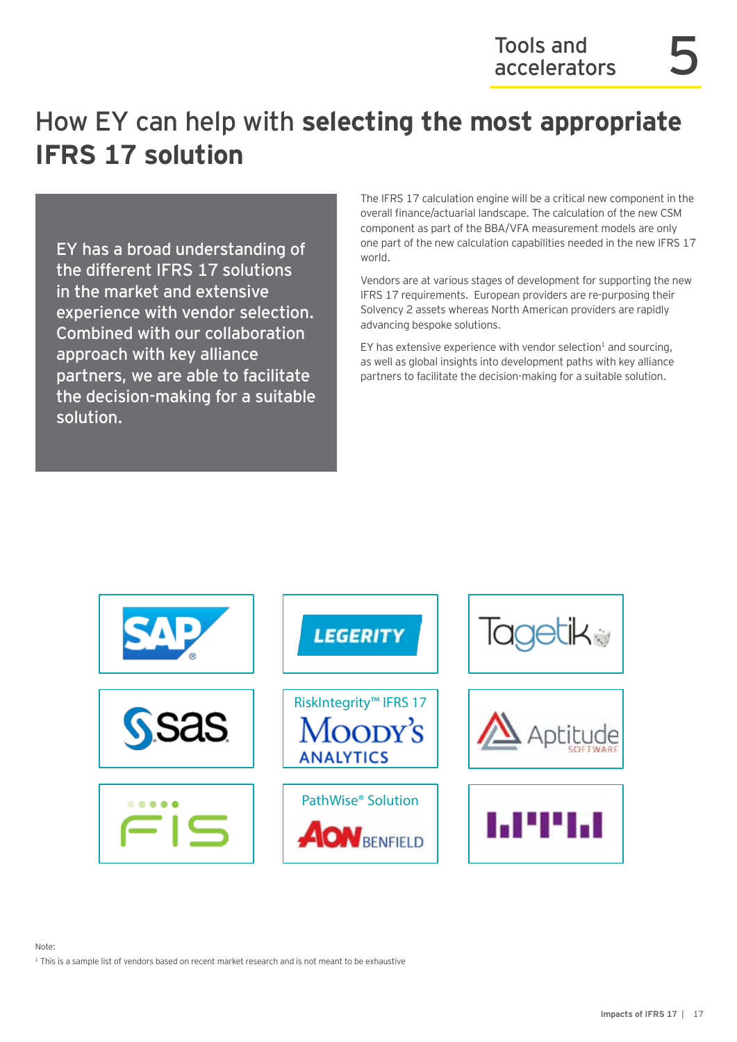# How EY can help with **selecting the most appropriate IFRS 17 solution**

EY has a broad understanding of the different IFRS 17 solutions in the market and extensive experience with vendor selection. Combined with our collaboration approach with key alliance partners, we are able to facilitate the decision-making for a suitable solution.

The IFRS 17 calculation engine will be a critical new component in the overall finance/actuarial landscape. The calculation of the new CSM component as part of the BBA/VFA measurement models are only one part of the new calculation capabilities needed in the new IFRS 17 world.

Vendors are at various stages of development for supporting the new IFRS 17 requirements. European providers are re-purposing their Solvency 2 assets whereas North American providers are rapidly advancing bespoke solutions.

EY has extensive experience with vendor selection[1] and sourcing, as well as global insights into development paths with key alliance partners to facilitate the decision-making for a suitable solution.

| | | |
|---|---|---|
| SAP | LEGERITY | Tagetik |
| sas | RiskIntegrity™ IFRS 17 Moody's Analytics | Aptitude Software |
| FIS | PathWise® Solution Aon Benfield | WTW |

Note:

[1] This is a sample list of vendors based on recent market research and is not meant to be exhaustive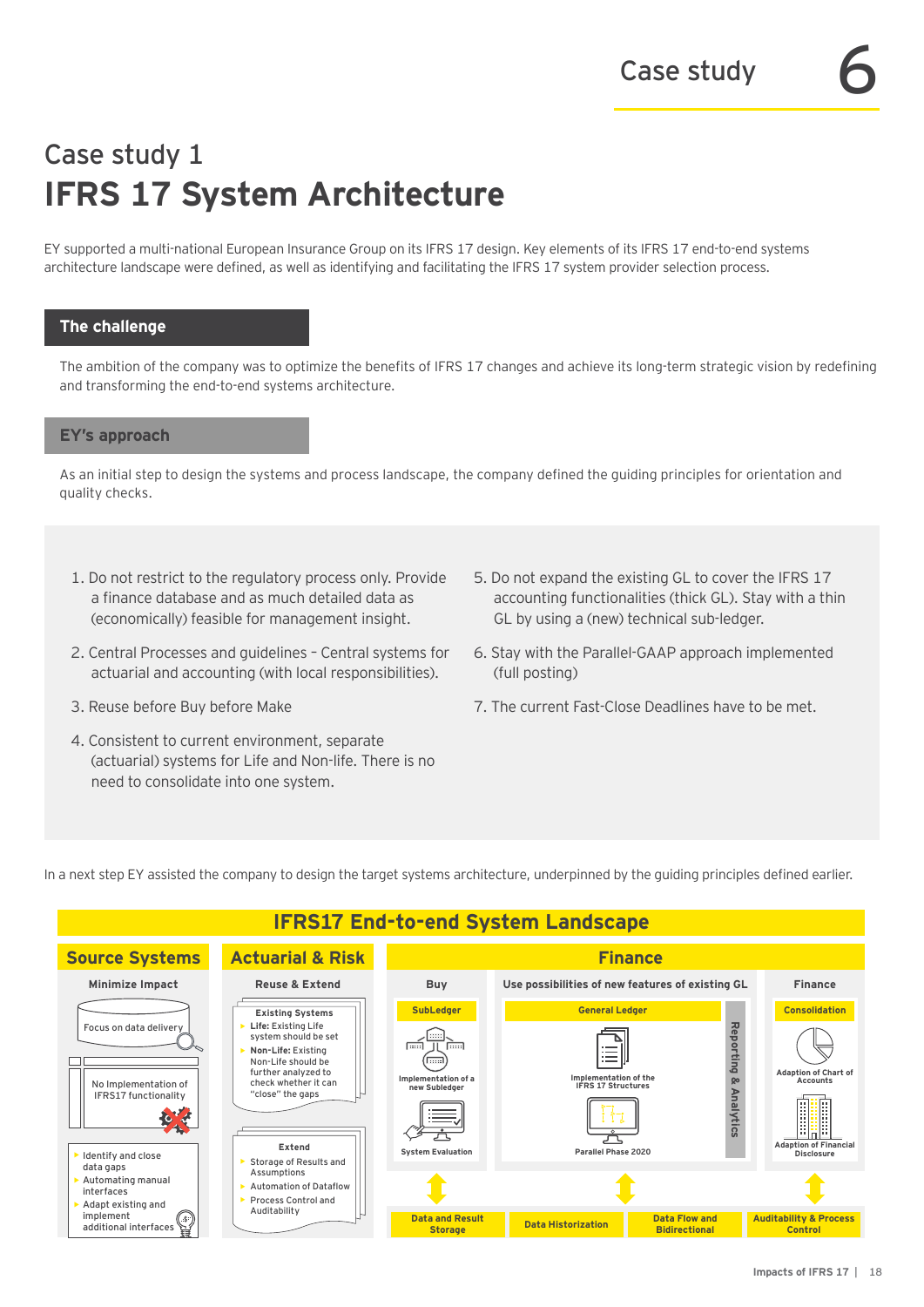# Case study 1

# IFRS 17 System Architecture

EY supported a multi-national European Insurance Group on its IFRS 17 design. Key elements of its IFRS 17 end-to-end systems architecture landscape were defined, as well as identifying and facilitating the IFRS 17 system provider selection process.

## The challenge

The ambition of the company was to optimize the benefits of IFRS 17 changes and achieve its long-term strategic vision by redefining and transforming the end-to-end systems architecture.

## EY's approach

As an initial step to design the systems and process landscape, the company defined the guiding principles for orientation and quality checks.

1. Do not restrict to the regulatory process only. Provide a finance database and as much detailed data as (economically) feasible for management insight.
2. Central Processes and guidelines – Central systems for actuarial and accounting (with local responsibilities).
3. Reuse before Buy before Make
4. Consistent to current environment, separate (actuarial) systems for Life and Non-life. There is no need to consolidate into one system.
5. Do not expand the existing GL to cover the IFRS 17 accounting functionalities (thick GL). Stay with a thin GL by using a (new) technical sub-ledger.
6. Stay with the Parallel-GAAP approach implemented (full posting)
7. The current Fast-Close Deadlines have to be met.

In a next step EY assisted the company to design the target systems architecture, underpinned by the guiding principles defined earlier.

### IFRS17 End-to-end System Landscape

**Source Systems** – Minimize Impact
- Focus on data delivery
- No Implementation of IFRS17 functionality
- Identify and close data gaps
- Automating manual interfaces
- Adapt existing and implement additional interfaces

**Actuarial & Risk** – Reuse & Extend

Existing Systems
- **Life:** Existing Life system should be set
- **Non-Life:** Existing Non-Life should be further analyzed to check whether it can "close" the gaps

Extend
- Storage of Results and Assumptions
- Automation of Dataflow
- Process Control and Auditability

**Finance**

- Buy – SubLedger: Implementation of a new Subledger; System Evaluation
- Use possibilities of new features of existing GL – General Ledger: Implementation of the IFRS 17 Structures; Parallel Phase 2020
- Reporting & Analytics
- Finance – Consolidation: Adaption of Chart of Accounts; Adaption of Financial Disclosure

Data and Result Storage | Data Historization | Data Flow and Bidirectional | Auditability & Process Control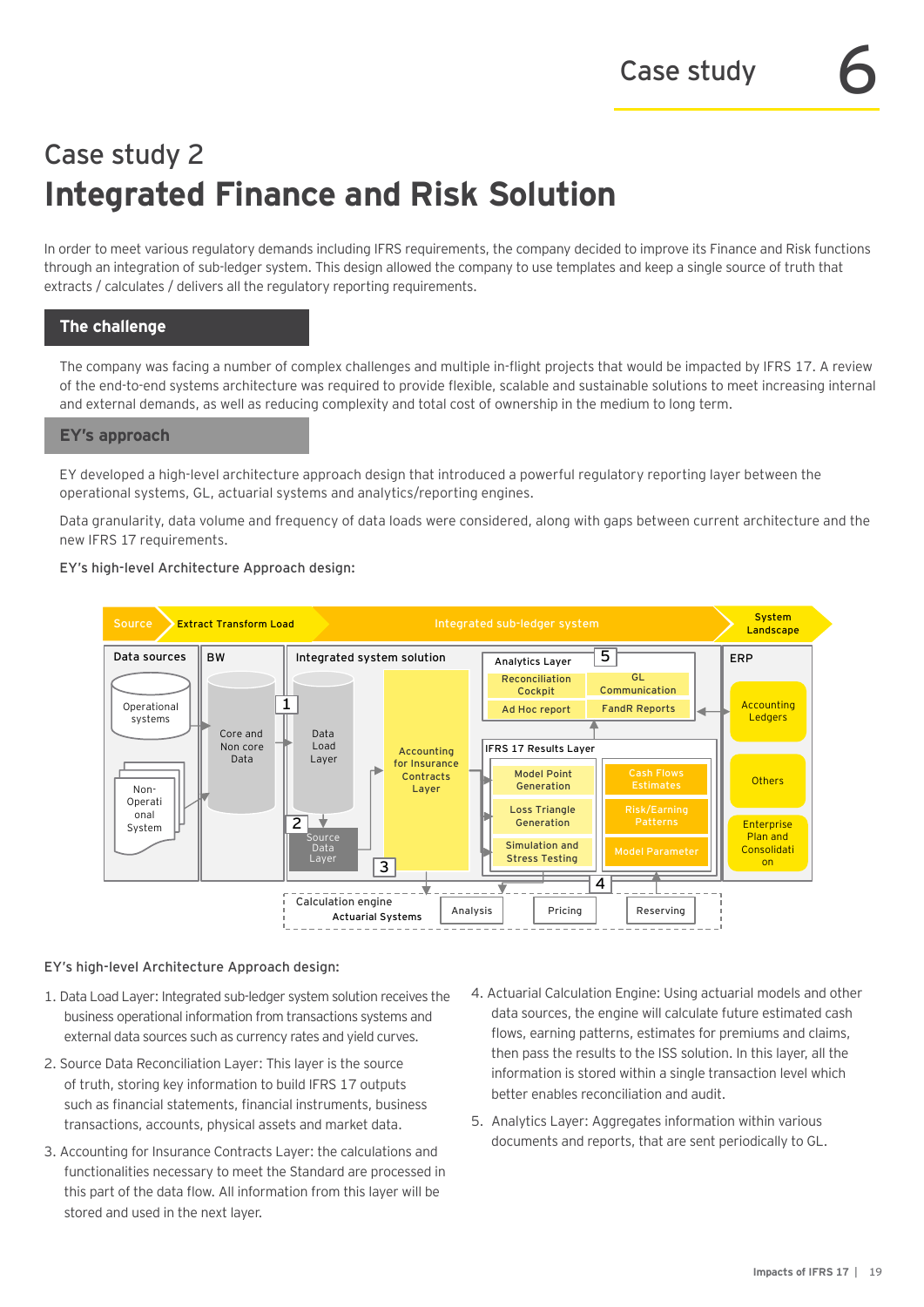# Case study 2

# Integrated Finance and Risk Solution

In order to meet various regulatory demands including IFRS requirements, the company decided to improve its Finance and Risk functions through an integration of sub-ledger system. This design allowed the company to use templates and keep a single source of truth that extracts / calculates / delivers all the regulatory reporting requirements.

## The challenge

The company was facing a number of complex challenges and multiple in-flight projects that would be impacted by IFRS 17. A review of the end-to-end systems architecture was required to provide flexible, scalable and sustainable solutions to meet increasing internal and external demands, as well as reducing complexity and total cost of ownership in the medium to long term.

## EY's approach

EY developed a high-level architecture approach design that introduced a powerful regulatory reporting layer between the operational systems, GL, actuarial systems and analytics/reporting engines.

Data granularity, data volume and frequency of data loads were considered, along with gaps between current architecture and the new IFRS 17 requirements.

EY's high-level Architecture Approach design:

Source | Extract Transform Load | Integrated sub-ledger system | System Landscape

Data sources: Operational systems; Non-Operational System

BW: Core and Non core Data

Integrated system solution: 1 Data Load Layer; 2 Source Data Layer; 3 Accounting for Insurance Contracts Layer

5 Analytics Layer: Reconciliation Cockpit; GL Communication; Ad Hoc report; FandR Reports

IFRS 17 Results Layer: Model Point Generation; Cash Flows Estimates; Loss Triangle Generation; Risk/Earning Patterns; Simulation and Stress Testing; Model Parameter

4 Calculation engine Actuarial Systems: Analysis; Pricing; Reserving

ERP: Accounting Ledgers; Others; Enterprise Plan and Consolidation

EY's high-level Architecture Approach design:

1. Data Load Layer: Integrated sub-ledger system solution receives the business operational information from transactions systems and external data sources such as currency rates and yield curves.
2. Source Data Reconciliation Layer: This layer is the source of truth, storing key information to build IFRS 17 outputs such as financial statements, financial instruments, business transactions, accounts, physical assets and market data.
3. Accounting for Insurance Contracts Layer: the calculations and functionalities necessary to meet the Standard are processed in this part of the data flow. All information from this layer will be stored and used in the next layer.
4. Actuarial Calculation Engine: Using actuarial models and other data sources, the engine will calculate future estimated cash flows, earning patterns, estimates for premiums and claims, then pass the results to the ISS solution. In this layer, all the information is stored within a single transaction level which better enables reconciliation and audit.
5. Analytics Layer: Aggregates information within various documents and reports, that are sent periodically to GL.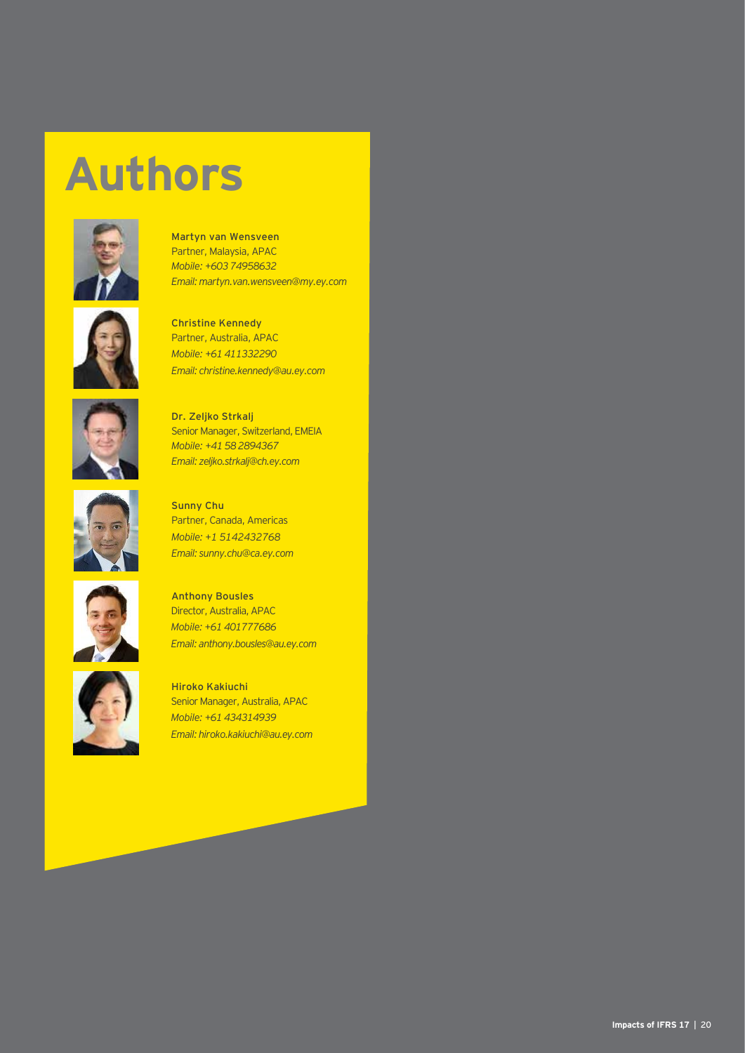# Authors

**Martyn van Wensveen**
Partner, Malaysia, APAC
*Mobile: +603 74958632*
*Email: martyn.van.wensveen@my.ey.com*

**Christine Kennedy**
Partner, Australia, APAC
*Mobile: +61 411332290*
*Email: christine.kennedy@au.ey.com*

**Dr. Zeljko Strkalj**
Senior Manager, Switzerland, EMEIA
*Mobile: +41 58 2894367*
*Email: zeljko.strkalj@ch.ey.com*

**Sunny Chu**
Partner, Canada, Americas
*Mobile: +1 5142432768*
*Email: sunny.chu@ca.ey.com*

**Anthony Bousles**
Director, Australia, APAC
*Mobile: +61 401777686*
*Email: anthony.bousles@au.ey.com*

**Hiroko Kakiuchi**
Senior Manager, Australia, APAC
*Mobile: +61 434314939*
*Email: hiroko.kakiuchi@au.ey.com*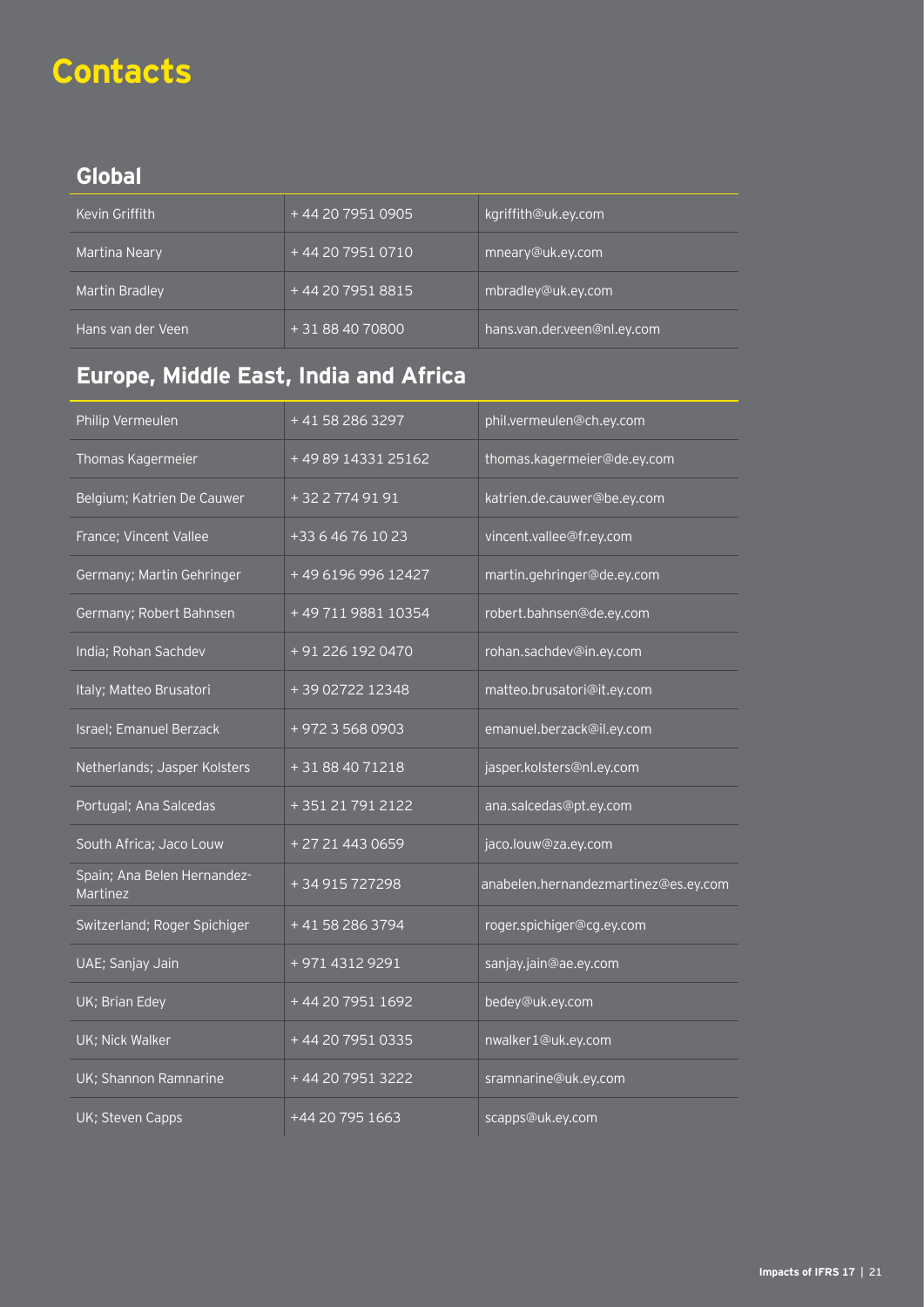# Contacts

## Global

| | | |
|---|---|---|
| Kevin Griffith | + 44 20 7951 0905 | kgriffith@uk.ey.com |
| Martina Neary | + 44 20 7951 0710 | mneary@uk.ey.com |
| Martin Bradley | + 44 20 7951 8815 | mbradley@uk.ey.com |
| Hans van der Veen | + 31 88 40 70800 | hans.van.der.veen@nl.ey.com |

## Europe, Middle East, India and Africa

| | | |
|---|---|---|
| Philip Vermeulen | + 41 58 286 3297 | phil.vermeulen@ch.ey.com |
| Thomas Kagermeier | + 49 89 14331 25162 | thomas.kagermeier@de.ey.com |
| Belgium; Katrien De Cauwer | + 32 2 774 91 91 | katrien.de.cauwer@be.ey.com |
| France; Vincent Vallee | +33 6 46 76 10 23 | vincent.vallee@fr.ey.com |
| Germany; Martin Gehringer | + 49 6196 996 12427 | martin.gehringer@de.ey.com |
| Germany; Robert Bahnsen | + 49 711 9881 10354 | robert.bahnsen@de.ey.com |
| India; Rohan Sachdev | + 91 226 192 0470 | rohan.sachdev@in.ey.com |
| Italy; Matteo Brusatori | + 39 02722 12348 | matteo.brusatori@it.ey.com |
| Israel; Emanuel Berzack | + 972 3 568 0903 | emanuel.berzack@il.ey.com |
| Netherlands; Jasper Kolsters | + 31 88 40 71218 | jasper.kolsters@nl.ey.com |
| Portugal; Ana Salcedas | + 351 21 791 2122 | ana.salcedas@pt.ey.com |
| South Africa; Jaco Louw | + 27 21 443 0659 | jaco.louw@za.ey.com |
| Spain; Ana Belen Hernandez-Martinez | + 34 915 727298 | anabelen.hernandezmartinez@es.ey.com |
| Switzerland; Roger Spichiger | + 41 58 286 3794 | roger.spichiger@cg.ey.com |
| UAE; Sanjay Jain | + 971 4312 9291 | sanjay.jain@ae.ey.com |
| UK; Brian Edey | + 44 20 7951 1692 | bedey@uk.ey.com |
| UK; Nick Walker | + 44 20 7951 0335 | nwalker1@uk.ey.com |
| UK; Shannon Ramnarine | + 44 20 7951 3222 | sramnarine@uk.ey.com |
| UK; Steven Capps | +44 20 795 1663 | scapps@uk.ey.com |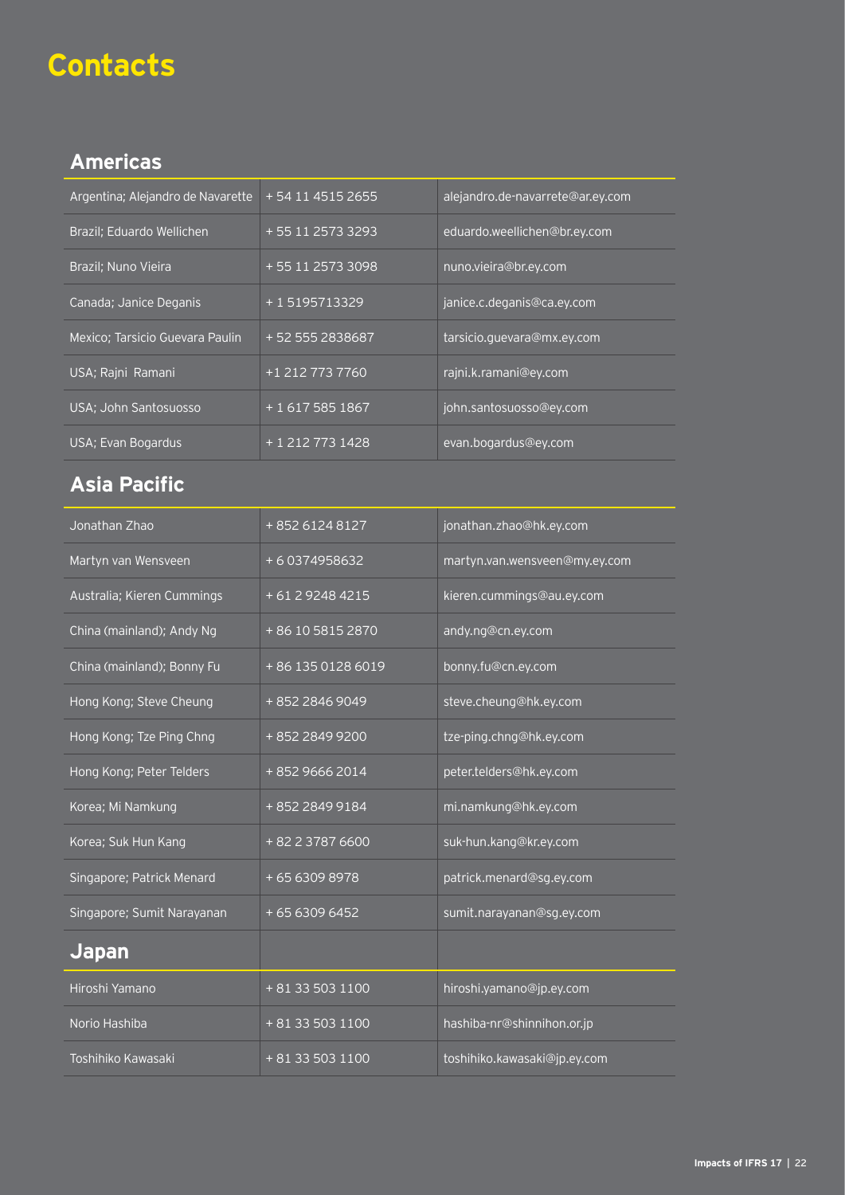# Contacts

## Americas

| | | |
|---|---|---|
| Argentina; Alejandro de Navarette | + 54 11 4515 2655 | alejandro.de-navarrete@ar.ey.com |
| Brazil; Eduardo Wellichen | + 55 11 2573 3293 | eduardo.weellichen@br.ey.com |
| Brazil; Nuno Vieira | + 55 11 2573 3098 | nuno.vieira@br.ey.com |
| Canada; Janice Deganis | + 1 5195713329 | janice.c.deganis@ca.ey.com |
| Mexico; Tarsicio Guevara Paulin | + 52 555 2838687 | tarsicio.guevara@mx.ey.com |
| USA; Rajni Ramani | +1 212 773 7760 | rajni.k.ramani@ey.com |
| USA; John Santosuosso | + 1 617 585 1867 | john.santosuosso@ey.com |
| USA; Evan Bogardus | + 1 212 773 1428 | evan.bogardus@ey.com |

## Asia Pacific

| | | |
|---|---|---|
| Jonathan Zhao | + 852 6124 8127 | jonathan.zhao@hk.ey.com |
| Martyn van Wensveen | + 6 0374958632 | martyn.van.wensveen@my.ey.com |
| Australia; Kieren Cummings | + 61 2 9248 4215 | kieren.cummings@au.ey.com |
| China (mainland); Andy Ng | + 86 10 5815 2870 | andy.ng@cn.ey.com |
| China (mainland); Bonny Fu | + 86 135 0128 6019 | bonny.fu@cn.ey.com |
| Hong Kong; Steve Cheung | + 852 2846 9049 | steve.cheung@hk.ey.com |
| Hong Kong; Tze Ping Chng | + 852 2849 9200 | tze-ping.chng@hk.ey.com |
| Hong Kong; Peter Telders | + 852 9666 2014 | peter.telders@hk.ey.com |
| Korea; Mi Namkung | + 852 2849 9184 | mi.namkung@hk.ey.com |
| Korea; Suk Hun Kang | + 82 2 3787 6600 | suk-hun.kang@kr.ey.com |
| Singapore; Patrick Menard | + 65 6309 8978 | patrick.menard@sg.ey.com |
| Singapore; Sumit Narayanan | + 65 6309 6452 | sumit.narayanan@sg.ey.com |

## Japan

| | | |
|---|---|---|
| Hiroshi Yamano | + 81 33 503 1100 | hiroshi.yamano@jp.ey.com |
| Norio Hashiba | + 81 33 503 1100 | hashiba-nr@shinnihon.or.jp |
| Toshihiko Kawasaki | + 81 33 503 1100 | toshihiko.kawasaki@jp.ey.com |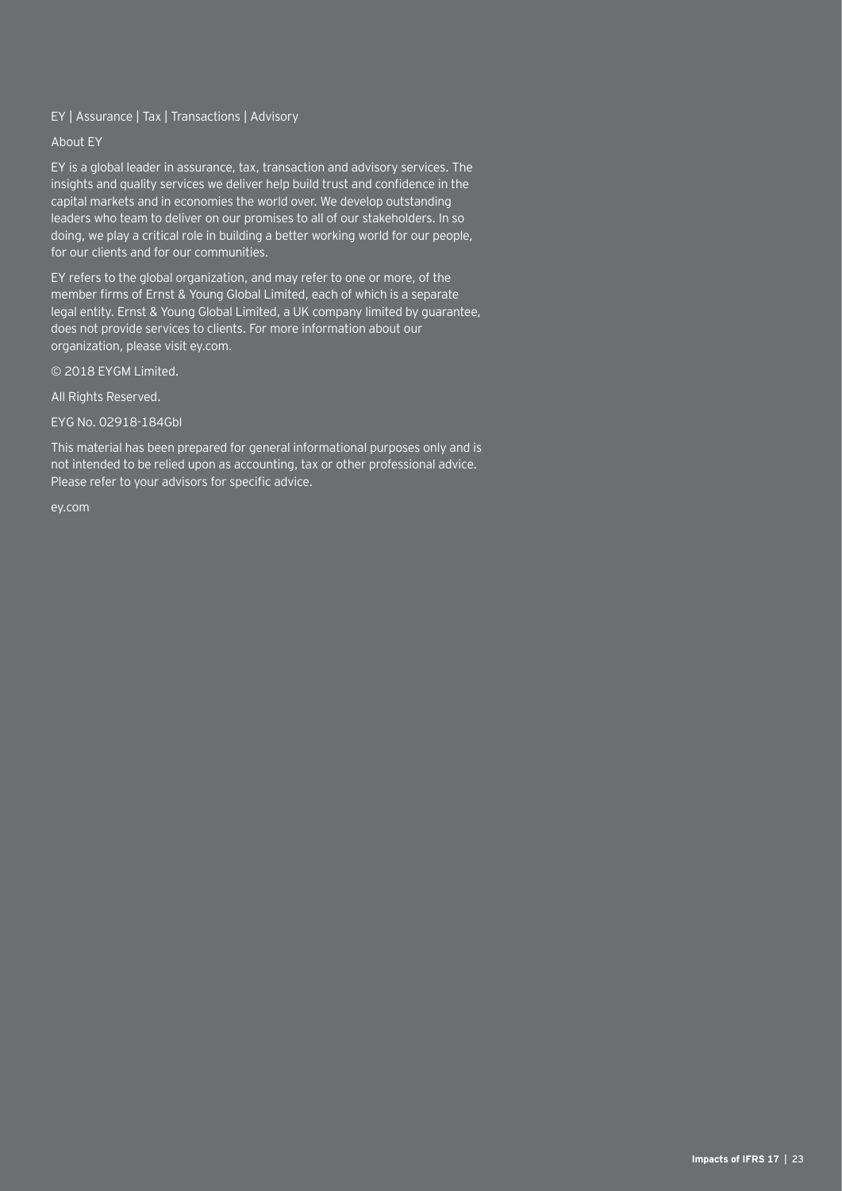EY | Assurance | Tax | Transactions | Advisory

About EY

EY is a global leader in assurance, tax, transaction and advisory services. The insights and quality services we deliver help build trust and confidence in the capital markets and in economies the world over. We develop outstanding leaders who team to deliver on our promises to all of our stakeholders. In so doing, we play a critical role in building a better working world for our people, for our clients and for our communities.

EY refers to the global organization, and may refer to one or more, of the member firms of Ernst & Young Global Limited, each of which is a separate legal entity. Ernst & Young Global Limited, a UK company limited by guarantee, does not provide services to clients. For more information about our organization, please visit ey.com.

© 2018 EYGM Limited.

All Rights Reserved.

EYG No. 02918-184Gbl

This material has been prepared for general informational purposes only and is not intended to be relied upon as accounting, tax or other professional advice. Please refer to your advisors for specific advice.

ey.com